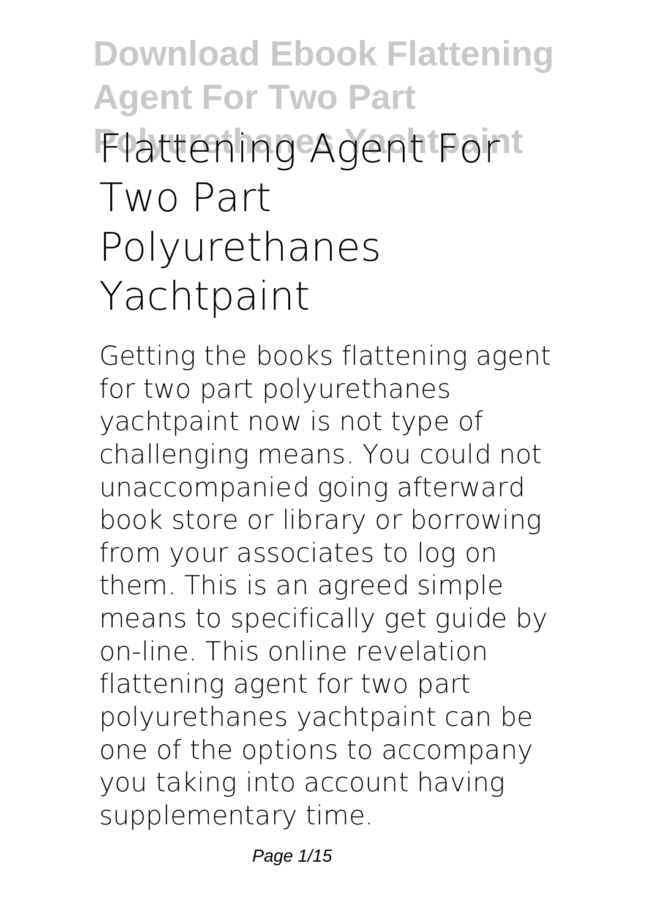# Flattening Agent For Two Part Polyurethanes Yachtpaint

Getting the books **flattening agent for two part polyurethanes yachtpaint** now is not type of challenging means. You could not unaccompanied going afterward book store or library or borrowing from your associates to log on them. This is an agreed simple means to specifically get guide by on-line. This online revelation flattening agent for two part polyurethanes yachtpaint can be one of the options to accompany you taking into account having supplementary time.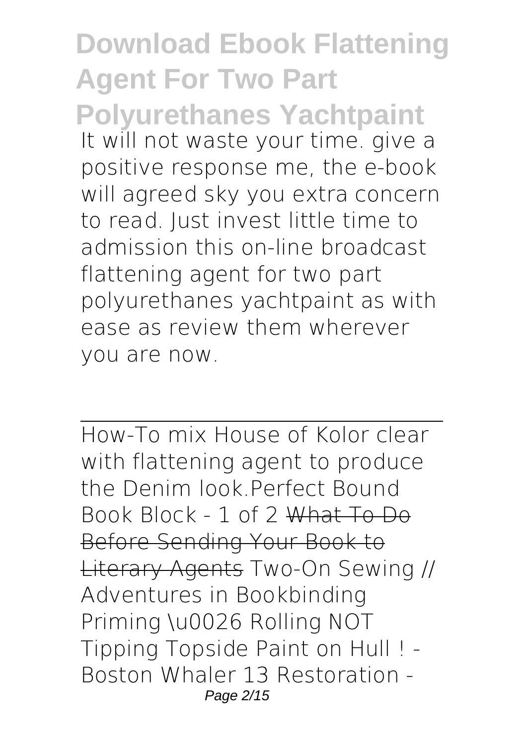It will not waste your time. give a positive response me, the e-book will agreed sky you extra concern to read. Just invest little time to admission this on-line broadcast flattening agent for two part polyurethanes yachtpaint as with ease as review them wherever you are now.

---

How-To mix House of Kolor clear with flattening agent to produce the Denim look.Perfect Bound Book Block - 1 of 2 ~~What To Do Before Sending Your Book to Literary Agents~~ Two-On Sewing // Adventures in Bookbinding Priming \u0026 Rolling NOT Tipping Topside Paint on Hull ! - Boston Whaler 13 Restoration -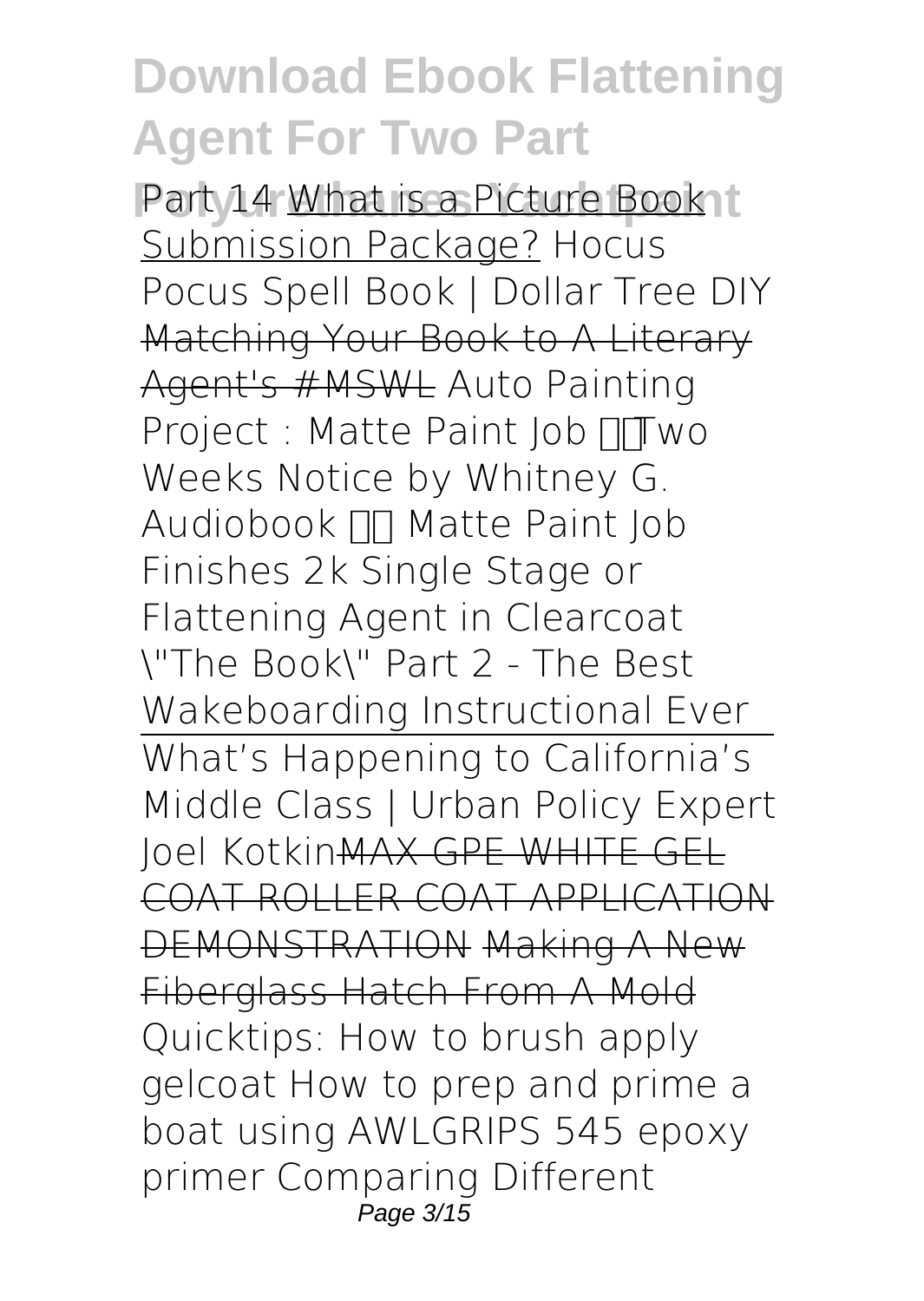Part 14 What is a Picture Book Submission Package? Hocus Pocus Spell Book | Dollar Tree DIY Matching Your Book to A Literary Agent's #MSWL Auto Painting Project : Matte Paint Job Two Weeks Notice by Whitney G. Audiobook Matte Paint Job Finishes 2k Single Stage or Flattening Agent in Clearcoat \"The Book\" Part 2 - The Best Wakeboarding Instructional Ever

What's Happening to California's Middle Class | Urban Policy Expert Joel Kotkin MAX GPE WHITE GEL COAT ROLLER COAT APPLICATION DEMONSTRATION Making A New Fiberglass Hatch From A Mold Quicktips: How to brush apply gelcoat How to prep and prime a boat using AWLGRIPS 545 epoxy primer Comparing Different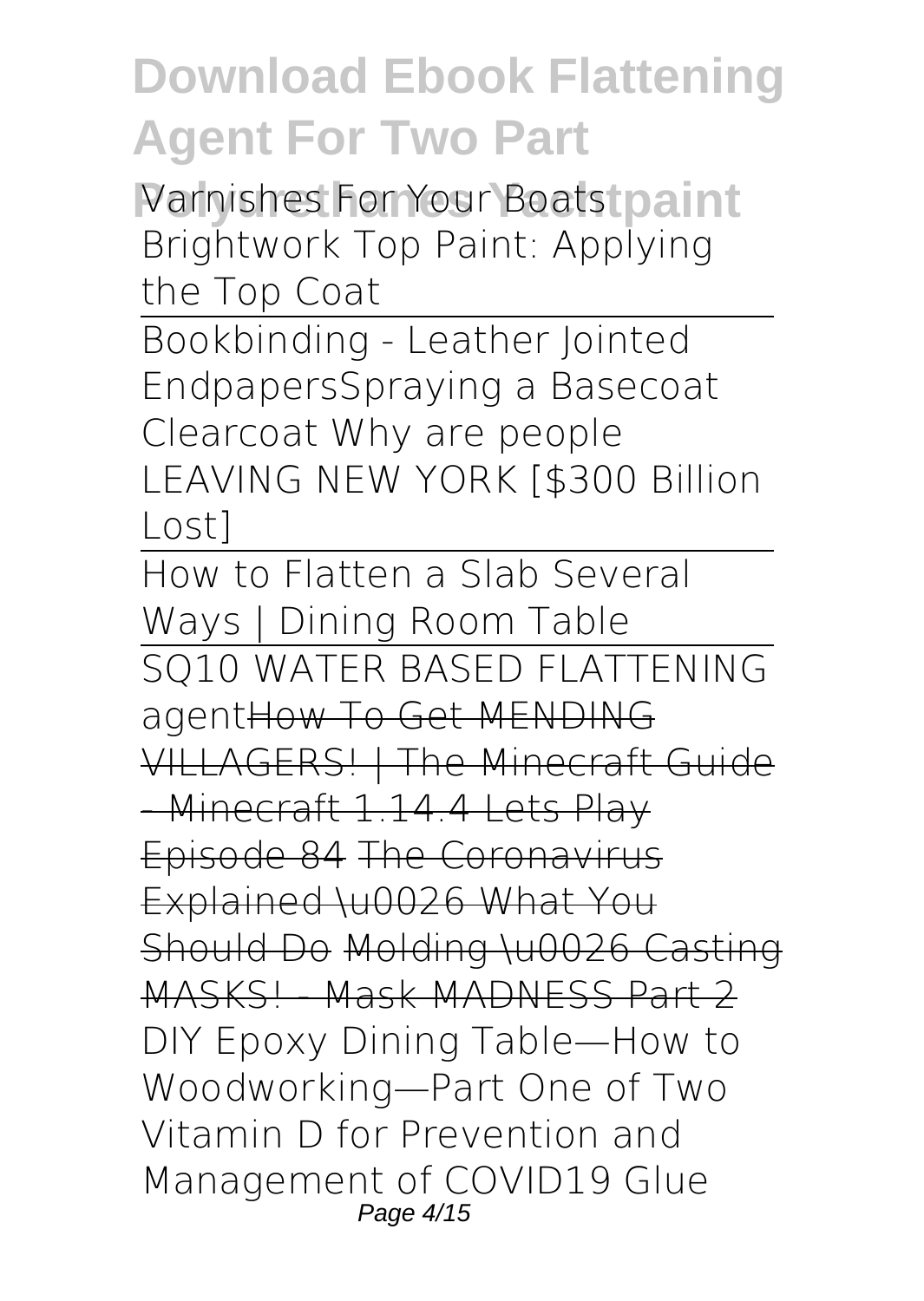Varnishes For Your Boats Brightwork Top Paint: Applying the Top Coat

Bookbinding - Leather Jointed EndpapersSpraying a Basecoat Clearcoat Why are people LEAVING NEW YORK [$300 Billion Lost]

How to Flatten a Slab Several Ways | Dining Room Table

SQ10 WATER BASED FLATTENING agent~~How To Get MENDING VILLAGERS! | The Minecraft Guide - Minecraft 1.14.4 Lets Play Episode 84~~ ~~The Coronavirus Explained \u0026 What You Should Do~~ ~~Molding \u0026 Casting MASKS! - Mask MADNESS Part 2~~ DIY Epoxy Dining Table—How to Woodworking—Part One of Two Vitamin D for Prevention and Management of COVID19 Glue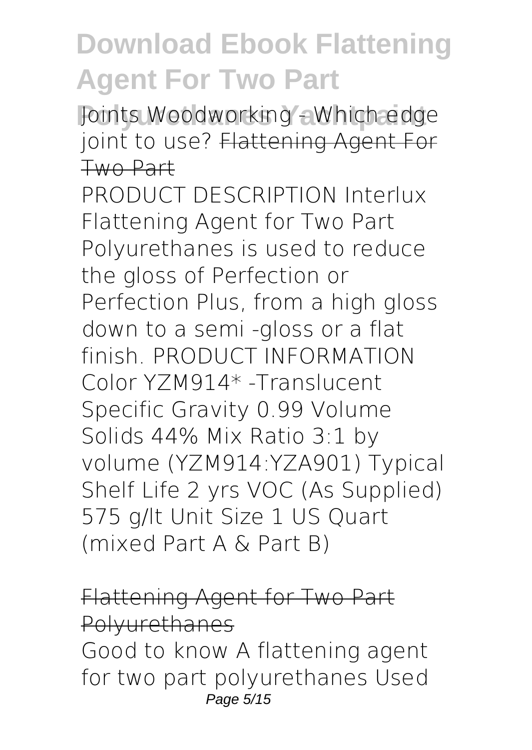Joints Woodworking - Which edge joint to use? ~~Flattening Agent For Two Part~~

PRODUCT DESCRIPTION Interlux Flattening Agent for Two Part Polyurethanes is used to reduce the gloss of Perfection or Perfection Plus, from a high gloss down to a semi -gloss or a flat finish. PRODUCT INFORMATION Color YZM914* -Translucent Specific Gravity 0.99 Volume Solids 44% Mix Ratio 3:1 by volume (YZM914:YZA901) Typical Shelf Life 2 yrs VOC (As Supplied) 575 g/lt Unit Size 1 US Quart (mixed Part A & Part B)

~~Flattening Agent for Two Part Polyurethanes~~

Good to know A flattening agent for two part polyurethanes Used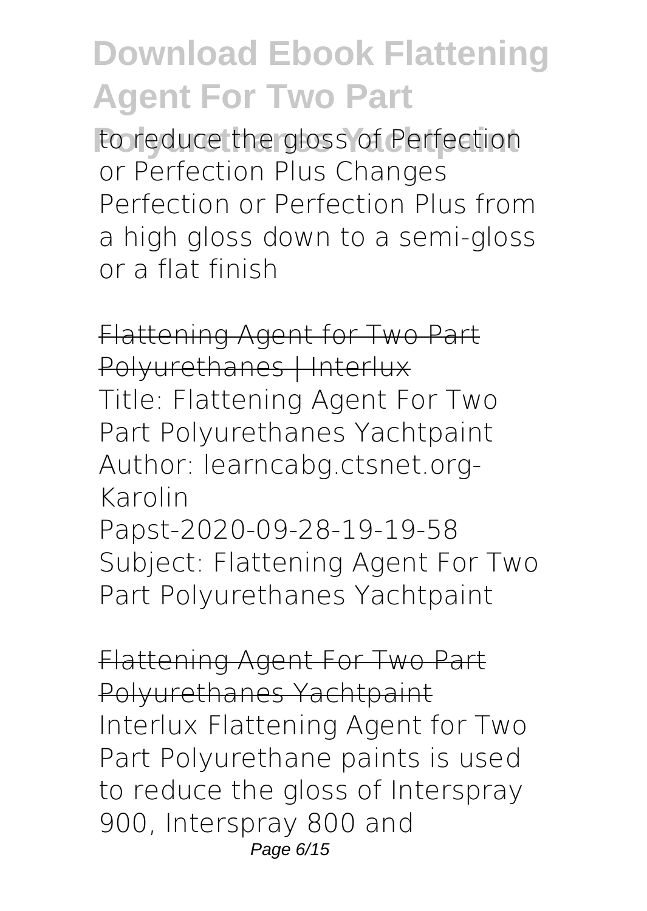to reduce the gloss of Perfection or Perfection Plus Changes Perfection or Perfection Plus from a high gloss down to a semi-gloss or a flat finish

Flattening Agent for Two Part Polyurethanes | Interlux

Title: Flattening Agent For Two Part Polyurethanes Yachtpaint Author: learncabg.ctsnet.org-Karolin Papst-2020-09-28-19-19-58 Subject: Flattening Agent For Two Part Polyurethanes Yachtpaint

Flattening Agent For Two Part Polyurethanes Yachtpaint

Interlux Flattening Agent for Two Part Polyurethane paints is used to reduce the gloss of Interspray 900, Interspray 800 and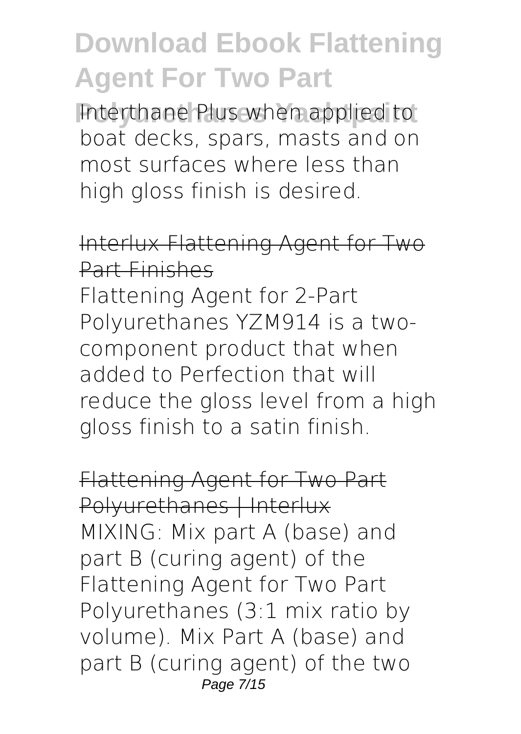Interthane Plus when applied to boat decks, spars, masts and on most surfaces where less than high gloss finish is desired.

Interlux Flattening Agent for Two Part Finishes

Flattening Agent for 2-Part Polyurethanes YZM914 is a two-component product that when added to Perfection that will reduce the gloss level from a high gloss finish to a satin finish.

Flattening Agent for Two Part Polyurethanes | Interlux

MIXING: Mix part A (base) and part B (curing agent) of the Flattening Agent for Two Part Polyurethanes (3:1 mix ratio by volume). Mix Part A (base) and part B (curing agent) of the two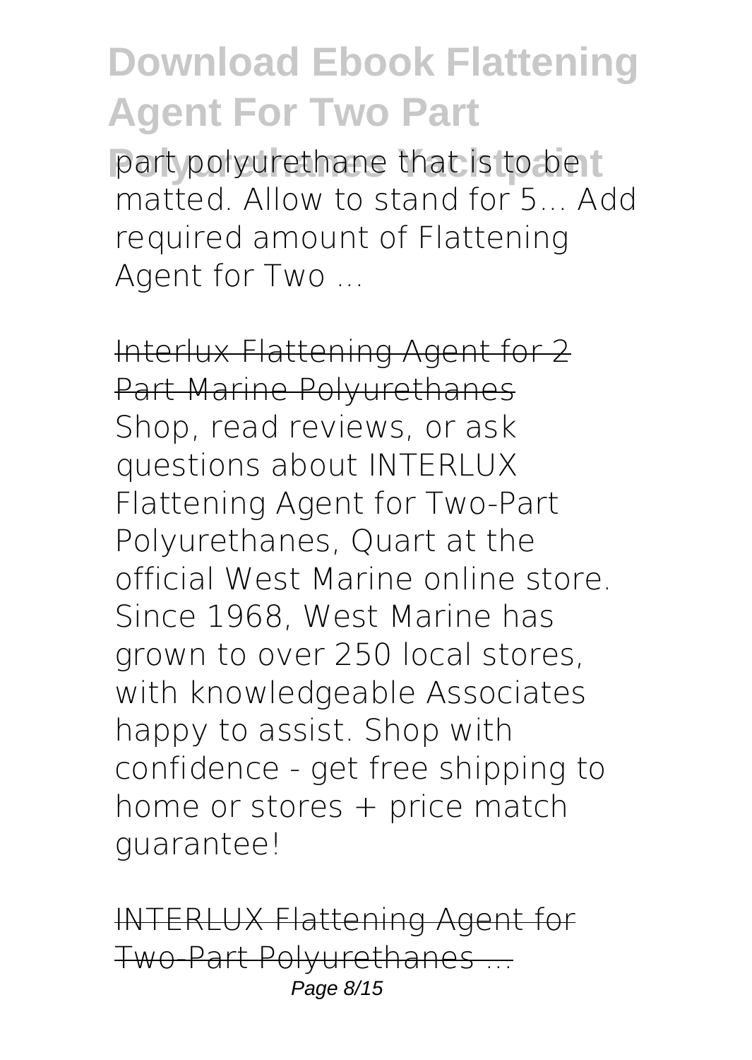part polyurethane that is to be matted. Allow to stand for 5... Add required amount of Flattening Agent for Two ...

Interlux Flattening Agent for 2 Part Marine Polyurethanes

Shop, read reviews, or ask questions about INTERLUX Flattening Agent for Two-Part Polyurethanes, Quart at the official West Marine online store. Since 1968, West Marine has grown to over 250 local stores, with knowledgeable Associates happy to assist. Shop with confidence - get free shipping to home or stores + price match guarantee!

INTERLUX Flattening Agent for Two-Part Polyurethanes ...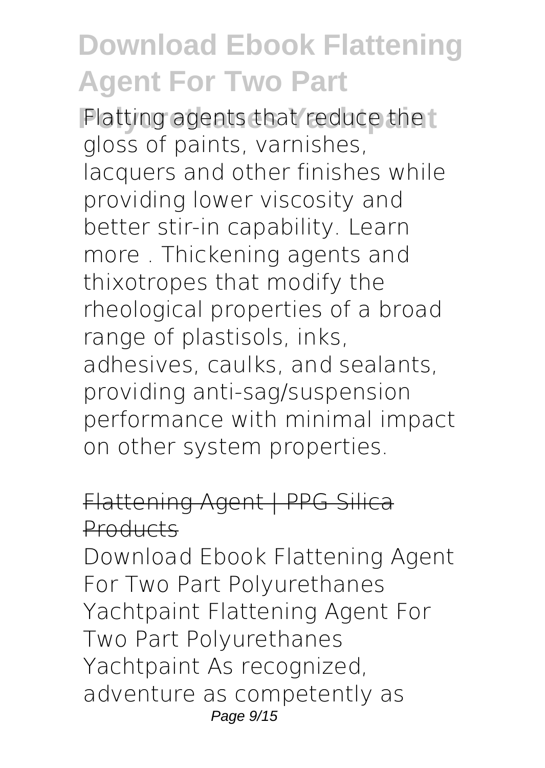Platting agents that reduce the gloss of paints, varnishes, lacquers and other finishes while providing lower viscosity and better stir-in capability. Learn more . Thickening agents and thixotropes that modify the rheological properties of a broad range of plastisols, inks, adhesives, caulks, and sealants, providing anti-sag/suspension performance with minimal impact on other system properties.

## Flattening Agent | PPG Silica Products

Download Ebook Flattening Agent For Two Part Polyurethanes Yachtpaint Flattening Agent For Two Part Polyurethanes Yachtpaint As recognized, adventure as competently as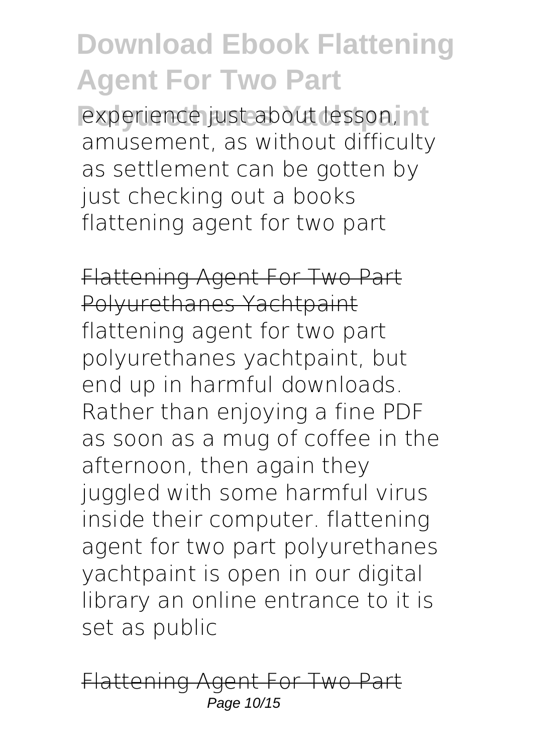experience just about lesson, amusement, as without difficulty as settlement can be gotten by just checking out a books flattening agent for two part

## Flattening Agent For Two Part Polyurethanes Yachtpaint

flattening agent for two part polyurethanes yachtpaint, but end up in harmful downloads. Rather than enjoying a fine PDF as soon as a mug of coffee in the afternoon, then again they juggled with some harmful virus inside their computer. flattening agent for two part polyurethanes yachtpaint is open in our digital library an online entrance to it is set as public

## Flattening Agent For Two Part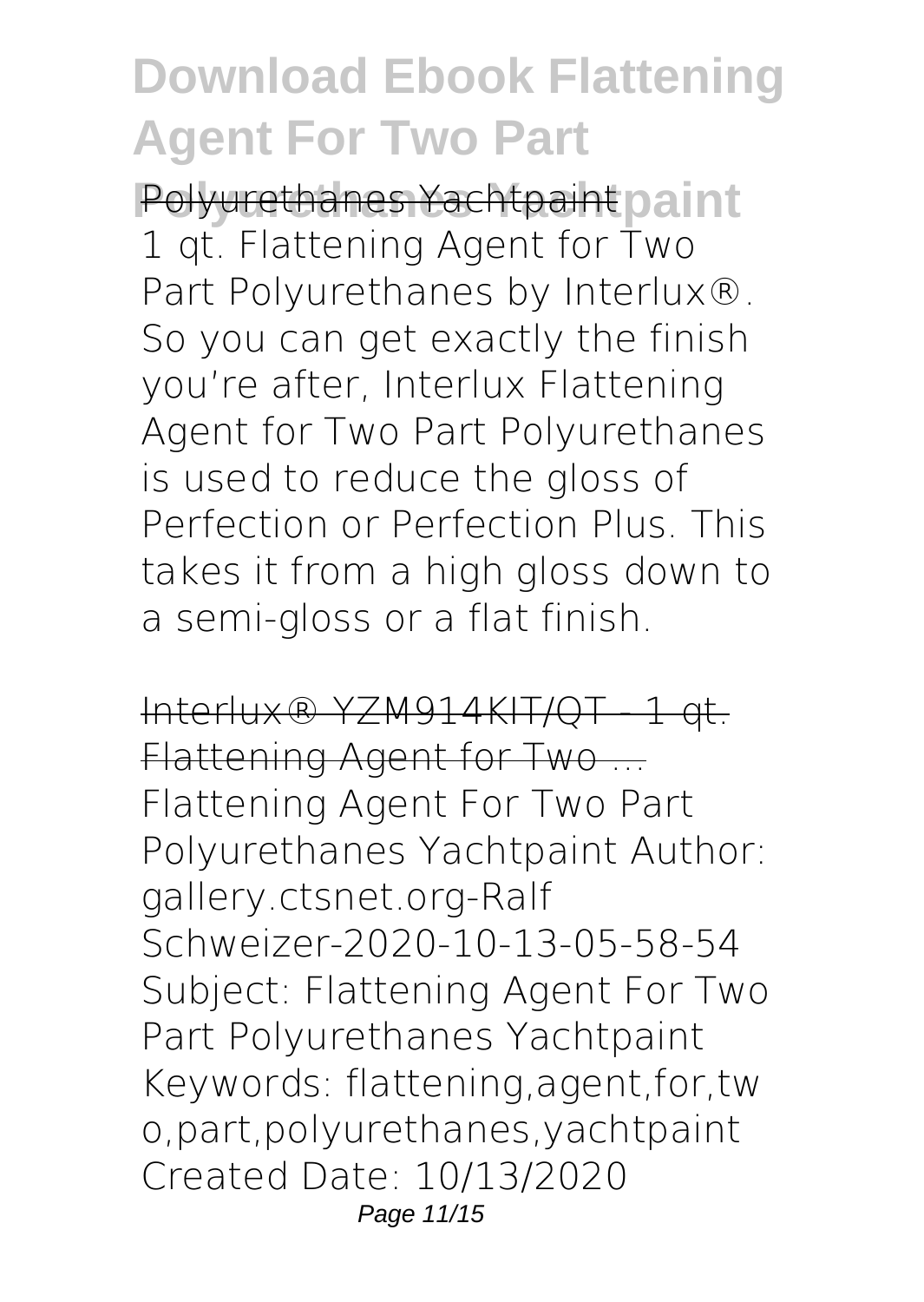Polyurethanes Yachtpaint

1 qt. Flattening Agent for Two Part Polyurethanes by Interlux®. So you can get exactly the finish you're after, Interlux Flattening Agent for Two Part Polyurethanes is used to reduce the gloss of Perfection or Perfection Plus. This takes it from a high gloss down to a semi-gloss or a flat finish.

Interlux® YZM914KIT/QT - 1 qt. Flattening Agent for Two ...

Flattening Agent For Two Part Polyurethanes Yachtpaint Author: gallery.ctsnet.org-Ralf Schweizer-2020-10-13-05-58-54 Subject: Flattening Agent For Two Part Polyurethanes Yachtpaint Keywords: flattening,agent,for,two,part,polyurethanes,yachtpaint Created Date: 10/13/2020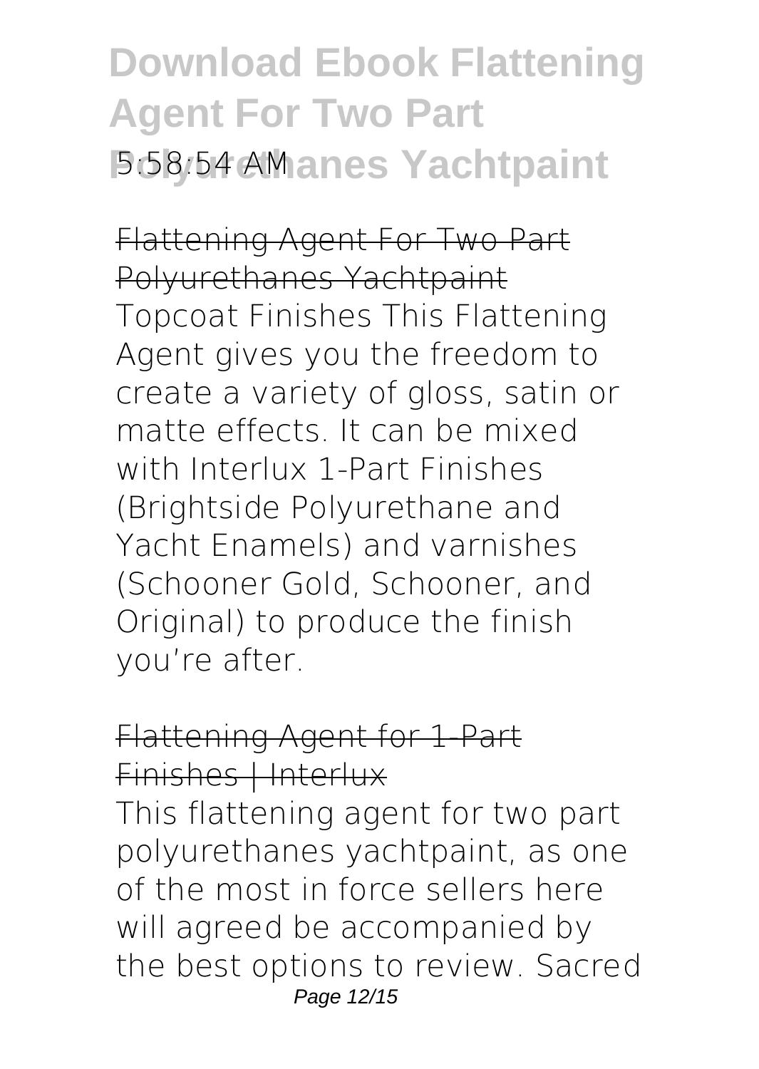Flattening Agent For Two Part Polyurethanes Yachtpaint

Topcoat Finishes This Flattening Agent gives you the freedom to create a variety of gloss, satin or matte effects. It can be mixed with Interlux 1-Part Finishes (Brightside Polyurethane and Yacht Enamels) and varnishes (Schooner Gold, Schooner, and Original) to produce the finish you're after.

Flattening Agent for 1-Part Finishes | Interlux

This flattening agent for two part polyurethanes yachtpaint, as one of the most in force sellers here will agreed be accompanied by the best options to review. Sacred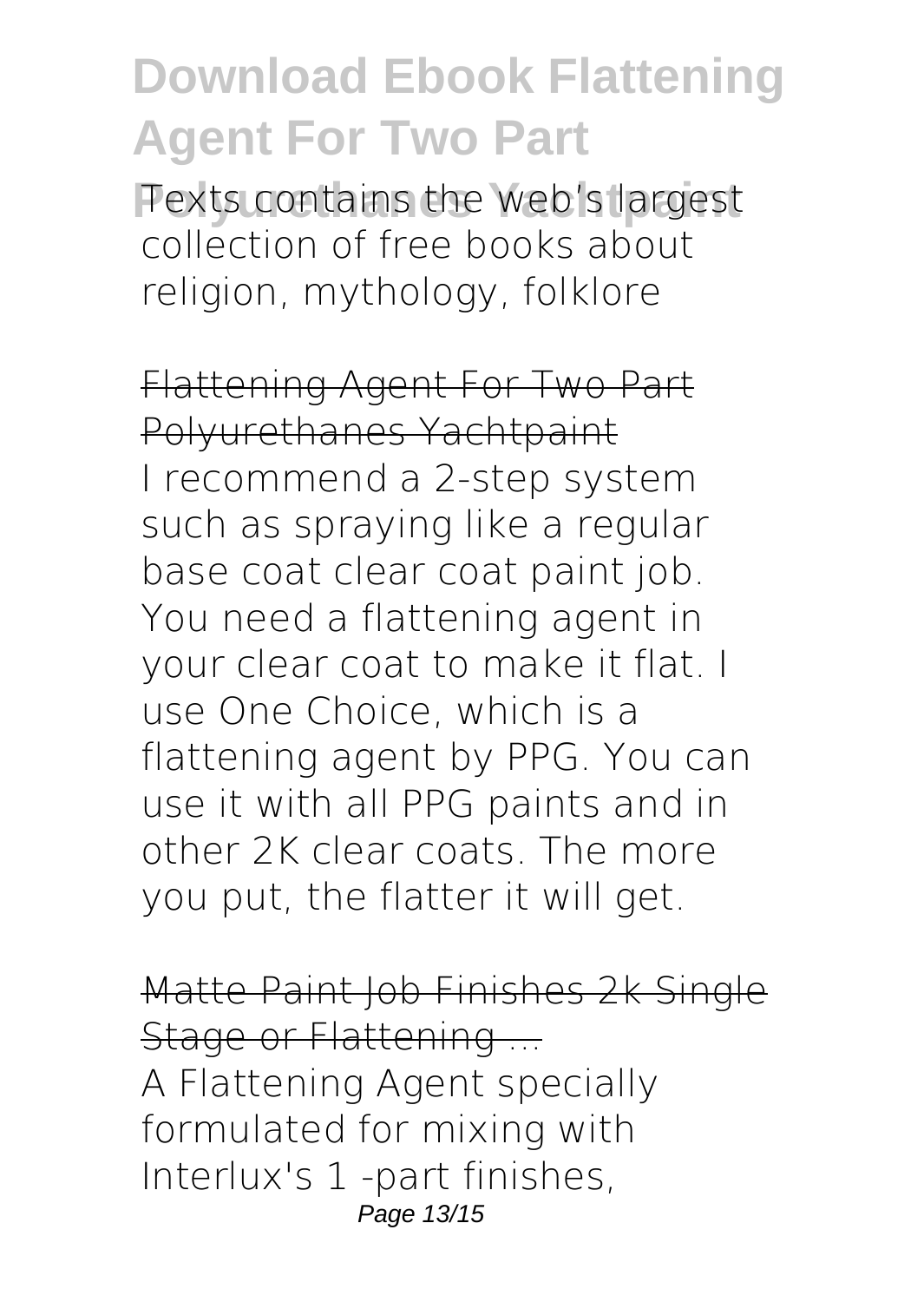Texts contains the web's largest collection of free books about religion, mythology, folklore

## Flattening Agent For Two Part Polyurethanes Yachtpaint

I recommend a 2-step system such as spraying like a regular base coat clear coat paint job. You need a flattening agent in your clear coat to make it flat. I use One Choice, which is a flattening agent by PPG. You can use it with all PPG paints and in other 2K clear coats. The more you put, the flatter it will get.

## Matte Paint Job Finishes 2k Single Stage or Flattening ...

A Flattening Agent specially formulated for mixing with Interlux's 1 -part finishes,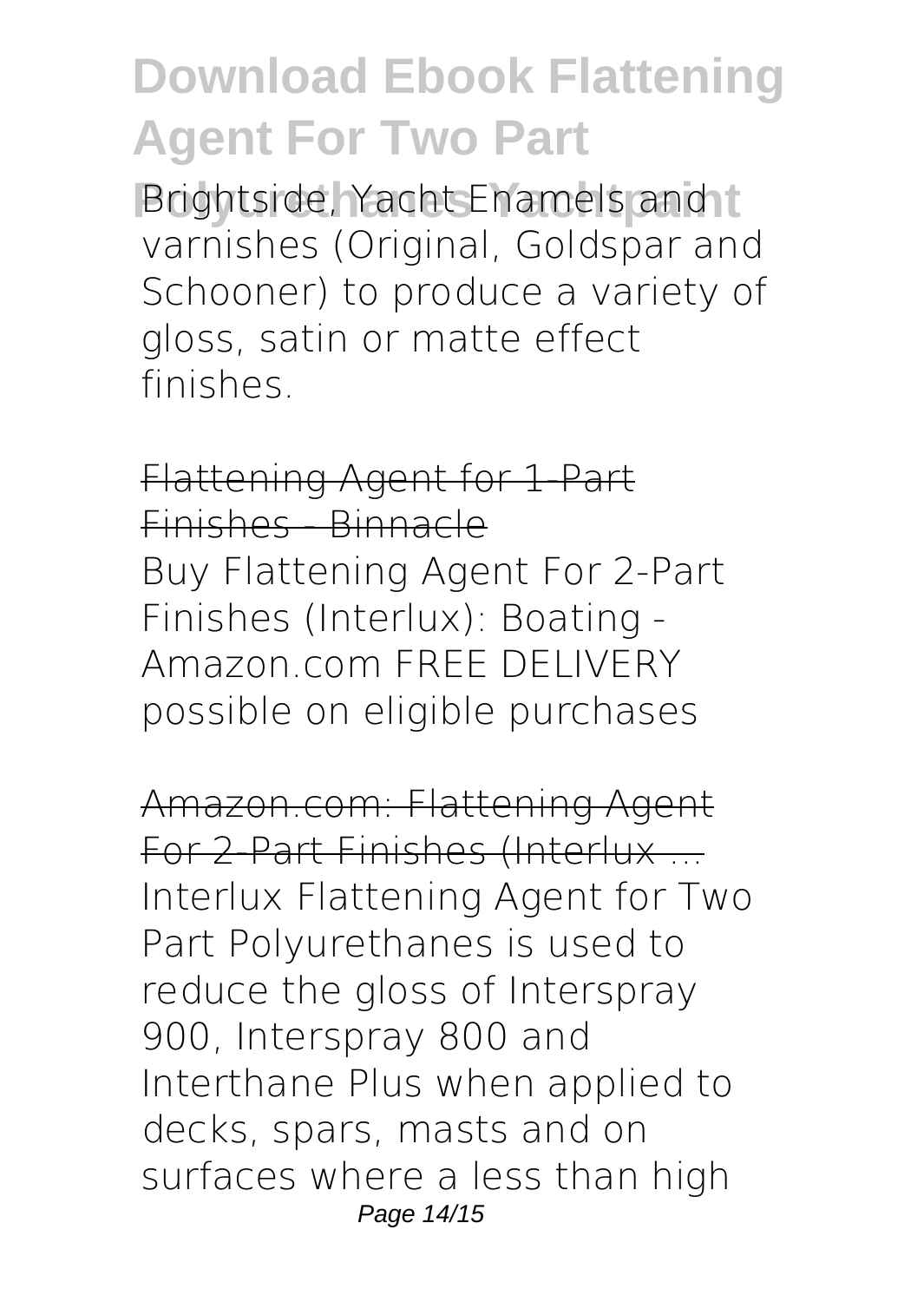Brightside, Yacht Enamels and varnishes (Original, Goldspar and Schooner) to produce a variety of gloss, satin or matte effect finishes.

Flattening Agent for 1-Part Finishes - Binnacle

Buy Flattening Agent For 2-Part Finishes (Interlux): Boating - Amazon.com FREE DELIVERY possible on eligible purchases

Amazon.com: Flattening Agent For 2-Part Finishes (Interlux ...

Interlux Flattening Agent for Two Part Polyurethanes is used to reduce the gloss of Interspray 900, Interspray 800 and Interthane Plus when applied to decks, spars, masts and on surfaces where a less than high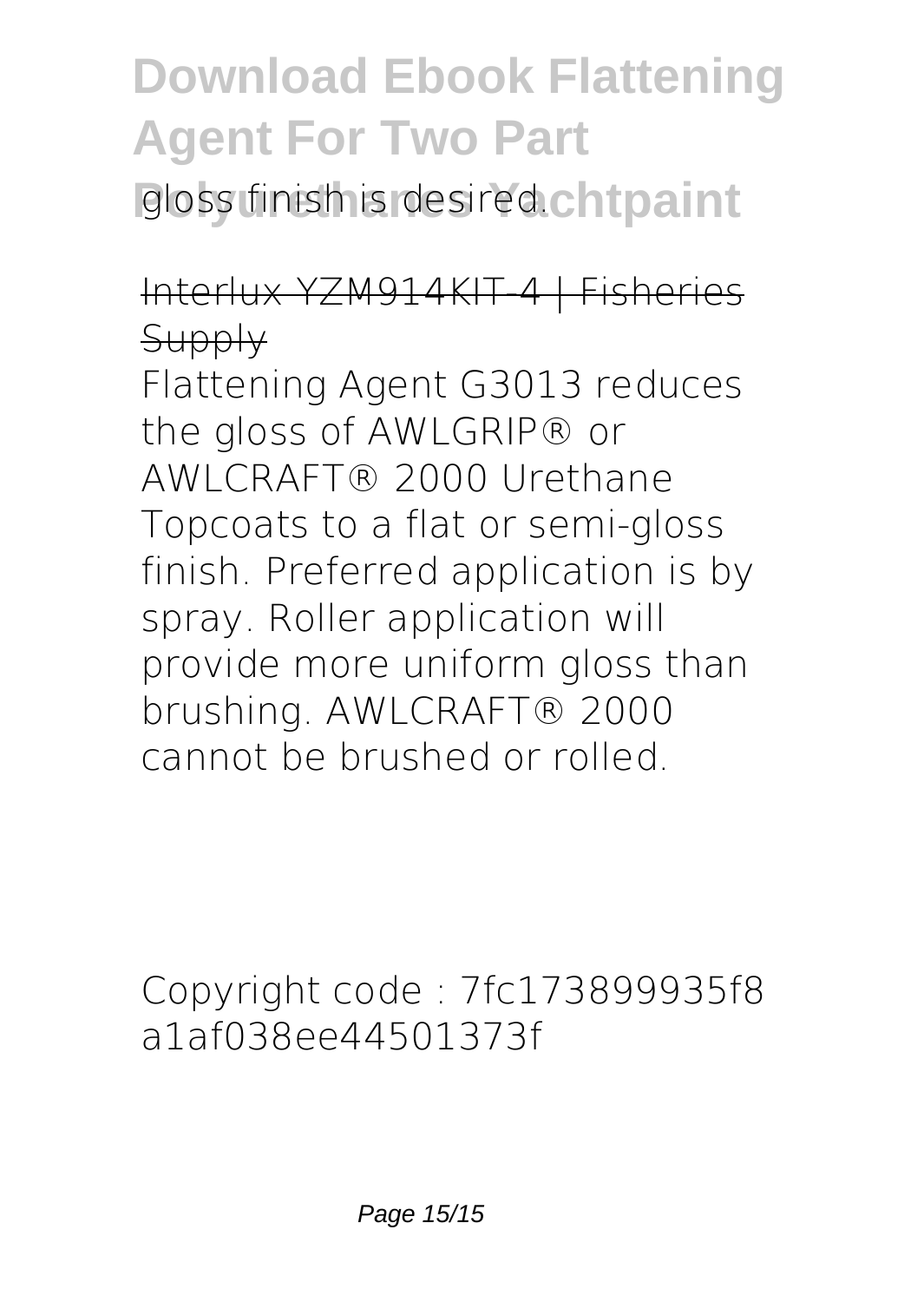gloss finish is desired.

Interlux YZM914KIT-4 | Fisheries Supply

Flattening Agent G3013 reduces the gloss of AWLGRIP® or AWLCRAFT® 2000 Urethane Topcoats to a flat or semi-gloss finish. Preferred application is by spray. Roller application will provide more uniform gloss than brushing. AWLCRAFT® 2000 cannot be brushed or rolled.

Copyright code : 7fc173899935f8a1af038ee44501373f